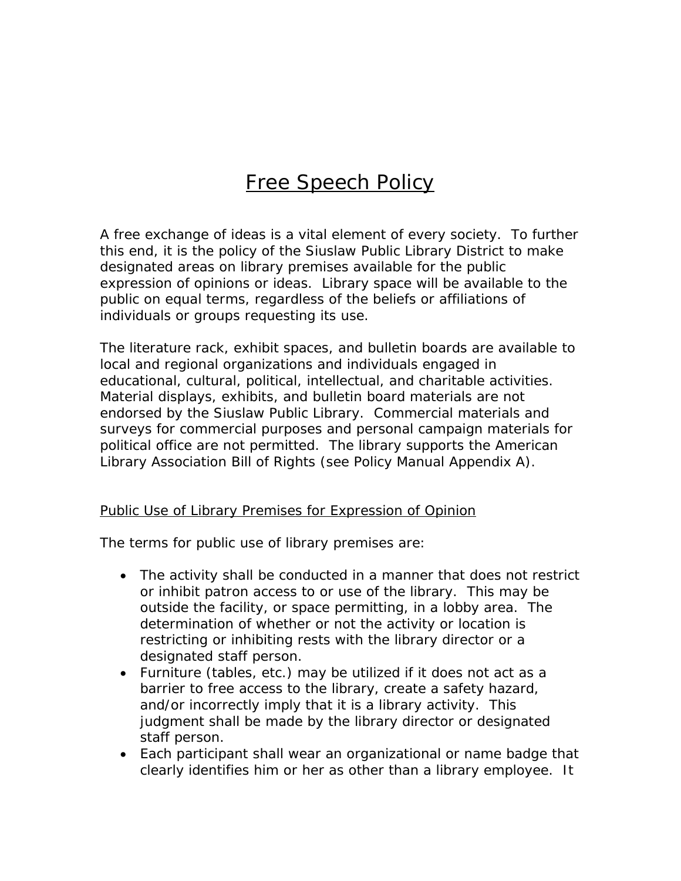# Free Speech Policy

A free exchange of ideas is a vital element of every society. To further this end, it is the policy of the Siuslaw Public Library District to make designated areas on library premises available for the public expression of opinions or ideas. Library space will be available to the public on equal terms, regardless of the beliefs or affiliations of individuals or groups requesting its use.

The literature rack, exhibit spaces, and bulletin boards are available to local and regional organizations and individuals engaged in educational, cultural, political, intellectual, and charitable activities. Material displays, exhibits, and bulletin board materials are not endorsed by the Siuslaw Public Library. Commercial materials and surveys for commercial purposes and personal campaign materials for political office are not permitted. The library supports the American Library Association Bill of Rights (see Policy Manual Appendix A).

## Public Use of Library Premises for Expression of Opinion

The terms for public use of library premises are:

- The activity shall be conducted in a manner that does not restrict or inhibit patron access to or use of the library. This may be outside the facility, or space permitting, in a lobby area. The determination of whether or not the activity or location is restricting or inhibiting rests with the library director or a designated staff person.
- Furniture (tables, etc.) may be utilized if it does not act as a barrier to free access to the library, create a safety hazard, and/or incorrectly imply that it is a library activity. This judgment shall be made by the library director or designated staff person.
- Each participant shall wear an organizational or name badge that clearly identifies him or her as other than a library employee. It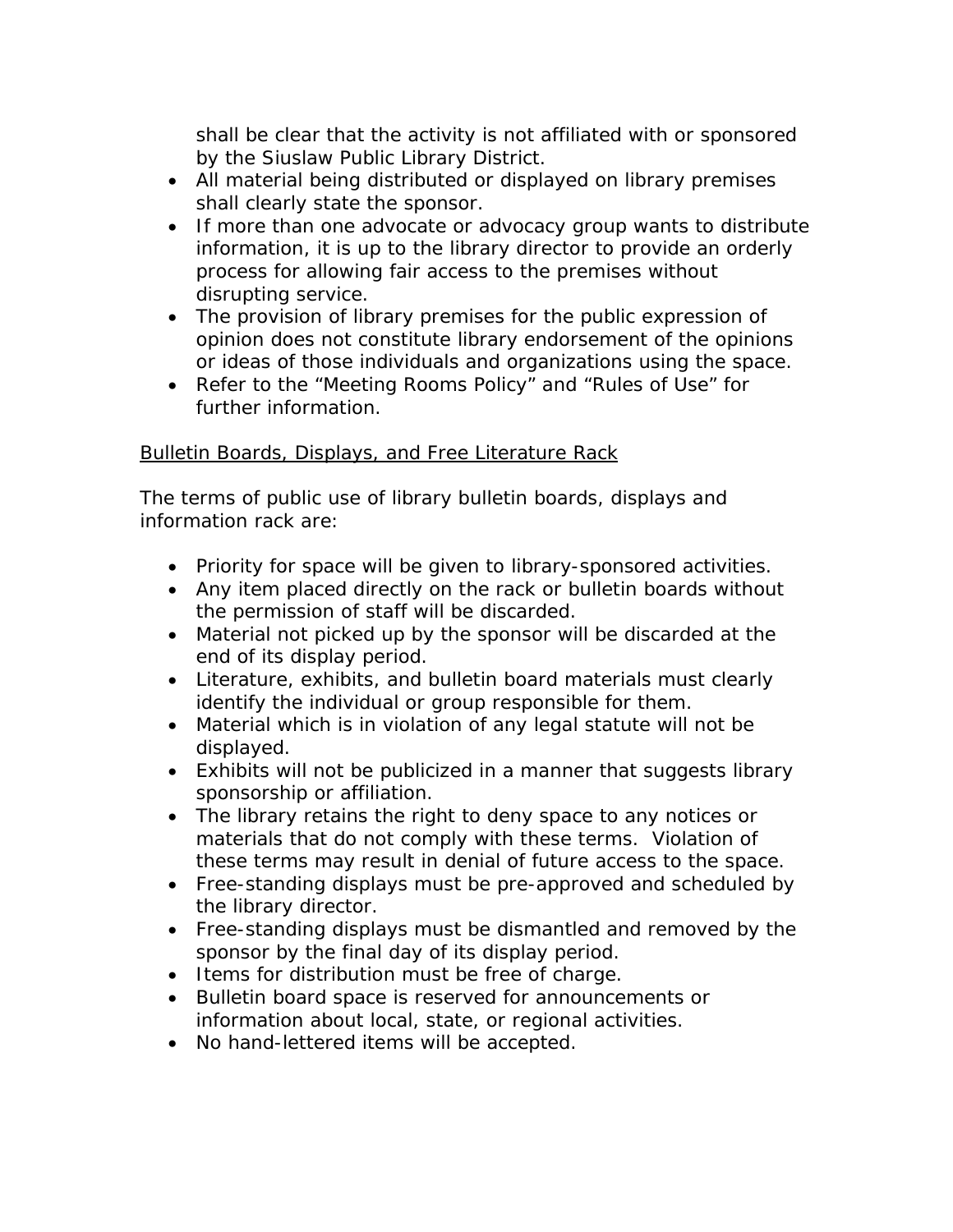shall be clear that the activity is not affiliated with or sponsored by the Siuslaw Public Library District.

- All material being distributed or displayed on library premises shall clearly state the sponsor.
- If more than one advocate or advocacy group wants to distribute information, it is up to the library director to provide an orderly process for allowing fair access to the premises without disrupting service.
- The provision of library premises for the public expression of opinion does not constitute library endorsement of the opinions or ideas of those individuals and organizations using the space.
- Refer to the "Meeting Rooms Policy" and "Rules of Use" for further information.

<u>Bulletin Boards, Displays, and Free Literature Rack</u>

The terms of public use of library bulletin boards, displays and information rack are:

- Priority for space will be given to library-sponsored activities.
- Any item placed directly on the rack or bulletin boards without the permission of staff will be discarded.
- Material not picked up by the sponsor will be discarded at the end of its display period.
- Literature, exhibits, and bulletin board materials must clearly identify the individual or group responsible for them.
- Material which is in violation of any legal statute will not be displayed.
- Exhibits will not be publicized in a manner that suggests library sponsorship or affiliation.
- The library retains the right to deny space to any notices or materials that do not comply with these terms. Violation of these terms may result in denial of future access to the space.
- Free-standing displays must be pre-approved and scheduled by the library director.
- Free-standing displays must be dismantled and removed by the sponsor by the final day of its display period.
- Items for distribution must be free of charge.
- Bulletin board space is reserved for announcements or information about local, state, or regional activities.
- No hand-lettered items will be accepted.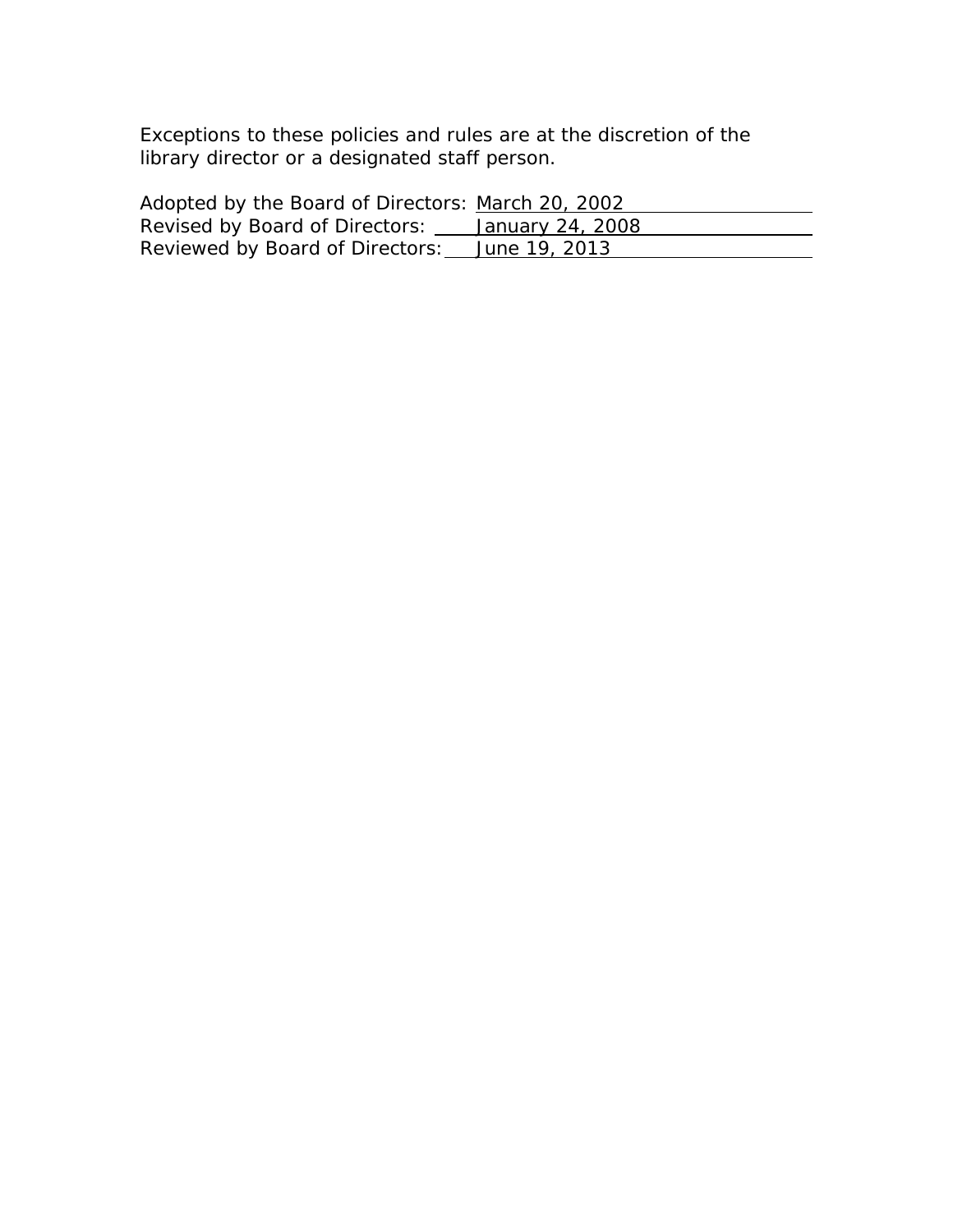Exceptions to these policies and rules are at the discretion of the library director or a designated staff person.

Adopted by the Board of Directors: March 20, 2002
Revised by Board of Directors: January 24, 2008
Reviewed by Board of Directors: June 19, 2013